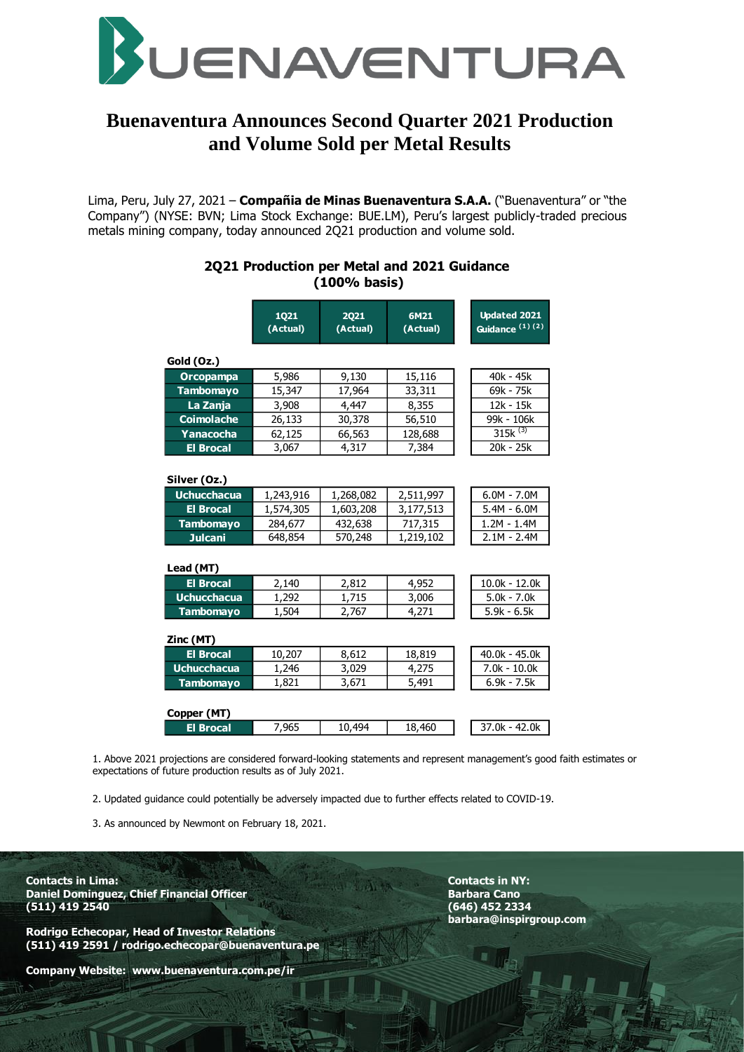# Buenaventura Announces Second Quarter 2021 Production and Volume Sold per Metal Results

Lima, Peru, July 27, 2021 – **Compañia de Minas Buenaventura S.A.A.** ("Buenaventura" or "the Company") (NYSE: BVN; Lima Stock Exchange: BUE.LM), Peru's largest publicly-traded precious metals mining company, today announced 2Q21 production and volume sold.

## 2Q21 Production per Metal and 2021 Guidance (100% basis)

| | 1Q21 (Actual) | 2Q21 (Actual) | 6M21 (Actual) | Updated 2021 Guidance [1] [2] |
|---|---|---|---|---|
| **Gold (Oz.)** | | | | |
| Orcopampa | 5,986 | 9,130 | 15,116 | 40k - 45k |
| Tambomayo | 15,347 | 17,964 | 33,311 | 69k - 75k |
| La Zanja | 3,908 | 4,447 | 8,355 | 12k - 15k |
| Coimolache | 26,133 | 30,378 | 56,510 | 99k - 106k |
| Yanacocha | 62,125 | 66,563 | 128,688 | 315k [3] |
| El Brocal | 3,067 | 4,317 | 7,384 | 20k - 25k |
| **Silver (Oz.)** | | | | |
| Uchucchacua | 1,243,916 | 1,268,082 | 2,511,997 | 6.0M - 7.0M |
| El Brocal | 1,574,305 | 1,603,208 | 3,177,513 | 5.4M - 6.0M |
| Tambomayo | 284,677 | 432,638 | 717,315 | 1.2M - 1.4M |
| Julcani | 648,854 | 570,248 | 1,219,102 | 2.1M - 2.4M |
| **Lead (MT)** | | | | |
| El Brocal | 2,140 | 2,812 | 4,952 | 10.0k - 12.0k |
| Uchucchacua | 1,292 | 1,715 | 3,006 | 5.0k - 7.0k |
| Tambomayo | 1,504 | 2,767 | 4,271 | 5.9k - 6.5k |
| **Zinc (MT)** | | | | |
| El Brocal | 10,207 | 8,612 | 18,819 | 40.0k - 45.0k |
| Uchucchacua | 1,246 | 3,029 | 4,275 | 7.0k - 10.0k |
| Tambomayo | 1,821 | 3,671 | 5,491 | 6.9k - 7.5k |
| **Copper (MT)** | | | | |
| El Brocal | 7,965 | 10,494 | 18,460 | 37.0k - 42.0k |

1. Above 2021 projections are considered forward-looking statements and represent management's good faith estimates or expectations of future production results as of July 2021.

2. Updated guidance could potentially be adversely impacted due to further effects related to COVID-19.

3. As announced by Newmont on February 18, 2021.

**Contacts in Lima:**
**Daniel Dominguez, Chief Financial Officer**
**(511) 419 2540**

**Rodrigo Echecopar, Head of Investor Relations**
**(511) 419 2591 / rodrigo.echecopar@buenaventura.pe**

**Company Website: www.buenaventura.com.pe/ir**

**Contacts in NY:**
**Barbara Cano**
**(646) 452 2334**
**barbara@inspirgroup.com**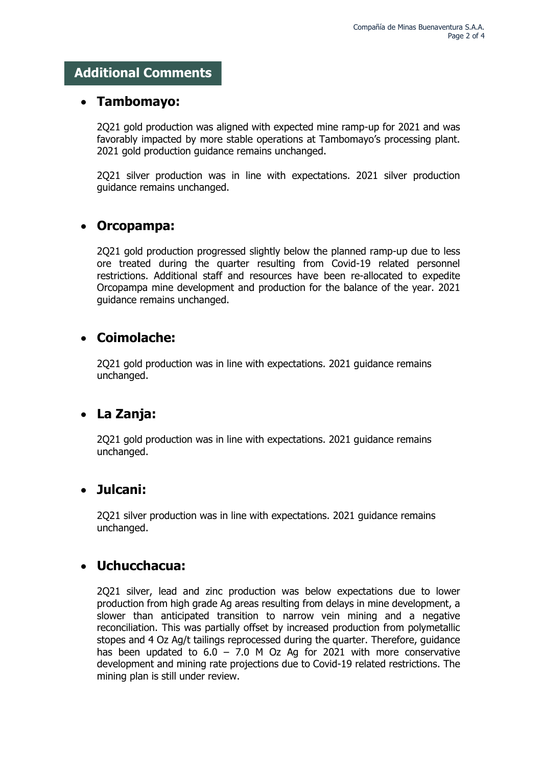## Additional Comments

- **Tambomayo:**

  2Q21 gold production was aligned with expected mine ramp-up for 2021 and was favorably impacted by more stable operations at Tambomayo's processing plant. 2021 gold production guidance remains unchanged.

  2Q21 silver production was in line with expectations. 2021 silver production guidance remains unchanged.

- **Orcopampa:**

  2Q21 gold production progressed slightly below the planned ramp-up due to less ore treated during the quarter resulting from Covid-19 related personnel restrictions. Additional staff and resources have been re-allocated to expedite Orcopampa mine development and production for the balance of the year. 2021 guidance remains unchanged.

- **Coimolache:**

  2Q21 gold production was in line with expectations. 2021 guidance remains unchanged.

- **La Zanja:**

  2Q21 gold production was in line with expectations. 2021 guidance remains unchanged.

- **Julcani:**

  2Q21 silver production was in line with expectations. 2021 guidance remains unchanged.

- **Uchucchacua:**

  2Q21 silver, lead and zinc production was below expectations due to lower production from high grade Ag areas resulting from delays in mine development, a slower than anticipated transition to narrow vein mining and a negative reconciliation. This was partially offset by increased production from polymetallic stopes and 4 Oz Ag/t tailings reprocessed during the quarter. Therefore, guidance has been updated to 6.0 – 7.0 M Oz Ag for 2021 with more conservative development and mining rate projections due to Covid-19 related restrictions. The mining plan is still under review.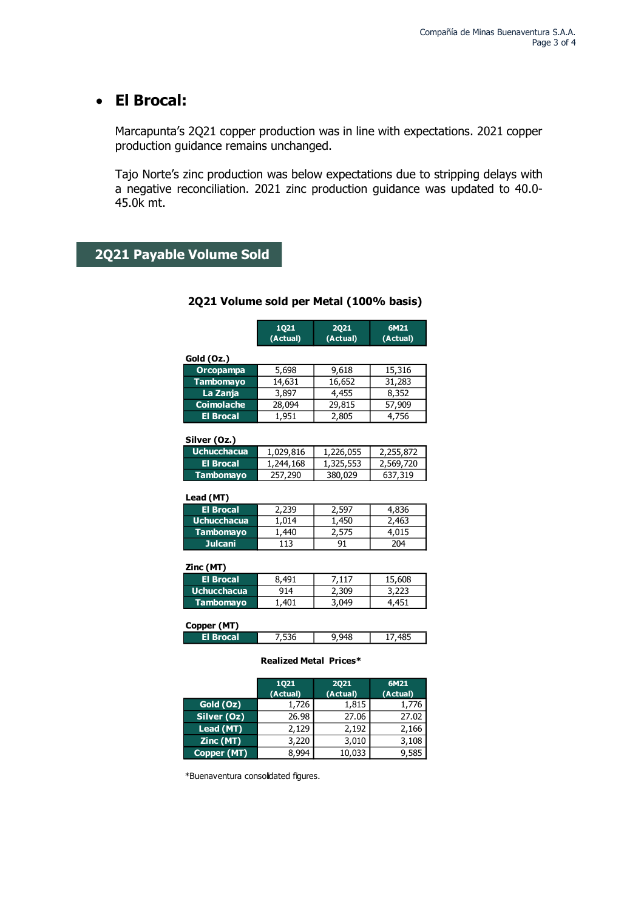- **El Brocal:**

  Marcapunta's 2Q21 copper production was in line with expectations. 2021 copper production guidance remains unchanged.

  Tajo Norte's zinc production was below expectations due to stripping delays with a negative reconciliation. 2021 zinc production guidance was updated to 40.0-45.0k mt.

## 2Q21 Payable Volume Sold

### 2Q21 Volume sold per Metal (100% basis)

| | 1Q21 (Actual) | 2Q21 (Actual) | 6M21 (Actual) |
|---|---|---|---|
| **Gold (Oz.)** | | | |
| Orcopampa | 5,698 | 9,618 | 15,316 |
| Tambomayo | 14,631 | 16,652 | 31,283 |
| La Zanja | 3,897 | 4,455 | 8,352 |
| Coimolache | 28,094 | 29,815 | 57,909 |
| El Brocal | 1,951 | 2,805 | 4,756 |
| **Silver (Oz.)** | | | |
| Uchucchacua | 1,029,816 | 1,226,055 | 2,255,872 |
| El Brocal | 1,244,168 | 1,325,553 | 2,569,720 |
| Tambomayo | 257,290 | 380,029 | 637,319 |
| **Lead (MT)** | | | |
| El Brocal | 2,239 | 2,597 | 4,836 |
| Uchucchacua | 1,014 | 1,450 | 2,463 |
| Tambomayo | 1,440 | 2,575 | 4,015 |
| Julcani | 113 | 91 | 204 |
| **Zinc (MT)** | | | |
| El Brocal | 8,491 | 7,117 | 15,608 |
| Uchucchacua | 914 | 2,309 | 3,223 |
| Tambomayo | 1,401 | 3,049 | 4,451 |
| **Copper (MT)** | | | |
| El Brocal | 7,536 | 9,948 | 17,485 |

**Realized Metal Prices***

| | 1Q21 (Actual) | 2Q21 (Actual) | 6M21 (Actual) |
|---|---|---|---|
| Gold (Oz) | 1,726 | 1,815 | 1,776 |
| Silver (Oz) | 26.98 | 27.06 | 27.02 |
| Lead (MT) | 2,129 | 2,192 | 2,166 |
| Zinc (MT) | 3,220 | 3,010 | 3,108 |
| Copper (MT) | 8,994 | 10,033 | 9,585 |

*Buenaventura consolidated figures.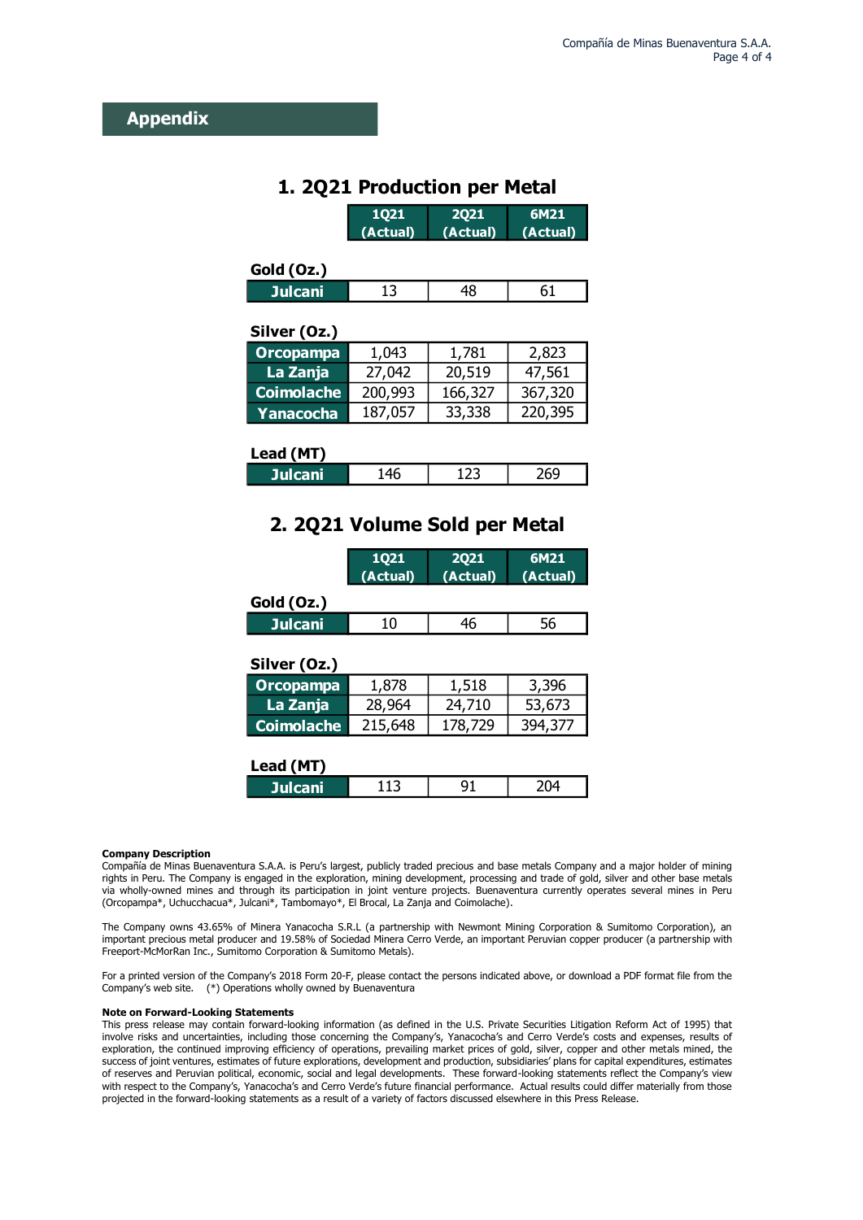## Appendix

### 1. 2Q21 Production per Metal

| | 1Q21 (Actual) | 2Q21 (Actual) | 6M21 (Actual) |
|---|---|---|---|
| **Gold (Oz.)** | | | |
| Julcani | 13 | 48 | 61 |
| **Silver (Oz.)** | | | |
| Orcopampa | 1,043 | 1,781 | 2,823 |
| La Zanja | 27,042 | 20,519 | 47,561 |
| Coimolache | 200,993 | 166,327 | 367,320 |
| Yanacocha | 187,057 | 33,338 | 220,395 |
| **Lead (MT)** | | | |
| Julcani | 146 | 123 | 269 |

### 2. 2Q21 Volume Sold per Metal

| | 1Q21 (Actual) | 2Q21 (Actual) | 6M21 (Actual) |
|---|---|---|---|
| **Gold (Oz.)** | | | |
| Julcani | 10 | 46 | 56 |
| **Silver (Oz.)** | | | |
| Orcopampa | 1,878 | 1,518 | 3,396 |
| La Zanja | 28,964 | 24,710 | 53,673 |
| Coimolache | 215,648 | 178,729 | 394,377 |
| **Lead (MT)** | | | |
| Julcani | 113 | 91 | 204 |

**Company Description**
Compañía de Minas Buenaventura S.A.A. is Peru's largest, publicly traded precious and base metals Company and a major holder of mining rights in Peru. The Company is engaged in the exploration, mining development, processing and trade of gold, silver and other base metals via wholly-owned mines and through its participation in joint venture projects. Buenaventura currently operates several mines in Peru (Orcopampa*, Uchucchacua*, Julcani*, Tambomayo*, El Brocal, La Zanja and Coimolache).

The Company owns 43.65% of Minera Yanacocha S.R.L (a partnership with Newmont Mining Corporation & Sumitomo Corporation), an important precious metal producer and 19.58% of Sociedad Minera Cerro Verde, an important Peruvian copper producer (a partnership with Freeport-McMorRan Inc., Sumitomo Corporation & Sumitomo Metals).

For a printed version of the Company's 2018 Form 20-F, please contact the persons indicated above, or download a PDF format file from the Company's web site. (*) Operations wholly owned by Buenaventura

**Note on Forward-Looking Statements**
This press release may contain forward-looking information (as defined in the U.S. Private Securities Litigation Reform Act of 1995) that involve risks and uncertainties, including those concerning the Company's, Yanacocha's and Cerro Verde's costs and expenses, results of exploration, the continued improving efficiency of operations, prevailing market prices of gold, silver, copper and other metals mined, the success of joint ventures, estimates of future explorations, development and production, subsidiaries' plans for capital expenditures, estimates of reserves and Peruvian political, economic, social and legal developments. These forward-looking statements reflect the Company's view with respect to the Company's, Yanacocha's and Cerro Verde's future financial performance. Actual results could differ materially from those projected in the forward-looking statements as a result of a variety of factors discussed elsewhere in this Press Release.